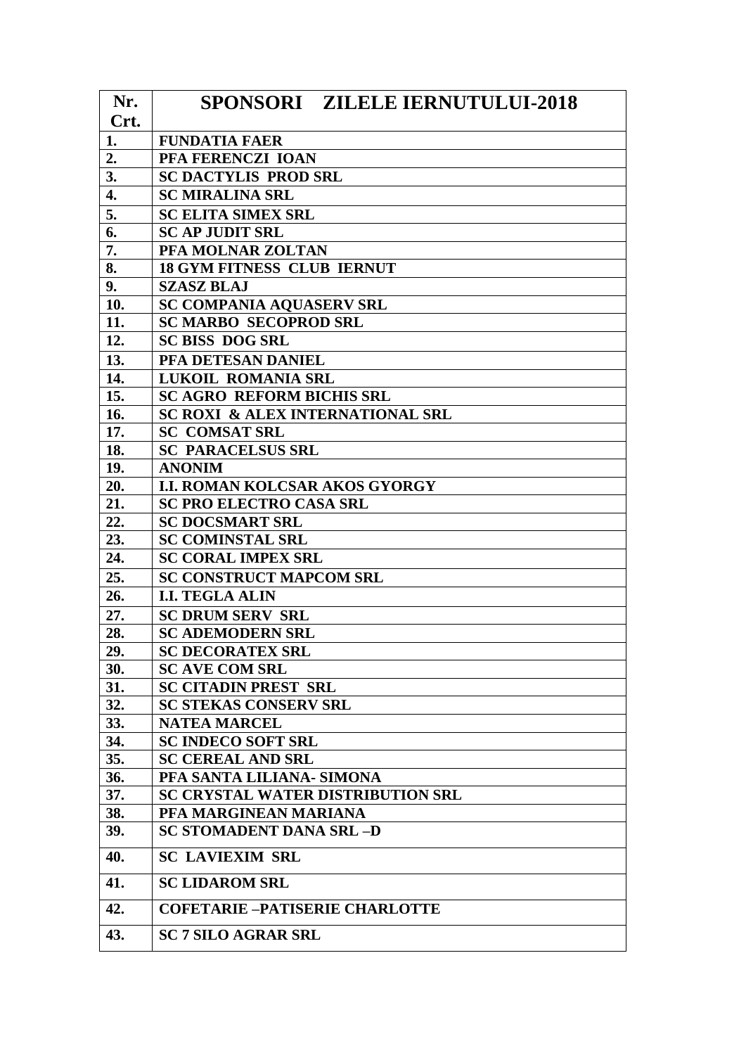| Nr. Crt. | SPONSORI ZILELE IERNUTULUI-2018 |
| --- | --- |
| 1. | FUNDATIA FAER |
| 2. | PFA FERENCZI IOAN |
| 3. | SC DACTYLIS PROD SRL |
| 4. | SC MIRALINA SRL |
| 5. | SC ELITA SIMEX SRL |
| 6. | SC AP JUDIT SRL |
| 7. | PFA MOLNAR ZOLTAN |
| 8. | 18 GYM FITNESS CLUB IERNUT |
| 9. | SZASZ BLAJ |
| 10. | SC COMPANIA AQUASERV SRL |
| 11. | SC MARBO SECOPROD SRL |
| 12. | SC BISS DOG SRL |
| 13. | PFA DETESAN DANIEL |
| 14. | LUKOIL ROMANIA SRL |
| 15. | SC AGRO REFORM BICHIS SRL |
| 16. | SC ROXI & ALEX INTERNATIONAL SRL |
| 17. | SC COMSAT SRL |
| 18. | SC PARACELSUS SRL |
| 19. | ANONIM |
| 20. | I.I. ROMAN KOLCSAR AKOS GYORGY |
| 21. | SC PRO ELECTRO CASA SRL |
| 22. | SC DOCSMART SRL |
| 23. | SC COMINSTAL SRL |
| 24. | SC CORAL IMPEX SRL |
| 25. | SC CONSTRUCT MAPCOM SRL |
| 26. | I.I. TEGLA ALIN |
| 27. | SC DRUM SERV SRL |
| 28. | SC ADEMODERN SRL |
| 29. | SC DECORATEX SRL |
| 30. | SC AVE COM SRL |
| 31. | SC CITADIN PREST SRL |
| 32. | SC STEKAS CONSERV SRL |
| 33. | NATEA MARCEL |
| 34. | SC INDECO SOFT SRL |
| 35. | SC CEREAL AND SRL |
| 36. | PFA SANTA LILIANA- SIMONA |
| 37. | SC CRYSTAL WATER DISTRIBUTION SRL |
| 38. | PFA MARGINEAN MARIANA |
| 39. | SC STOMADENT DANA SRL –D |
| 40. | SC LAVIEXIM SRL |
| 41. | SC LIDAROM SRL |
| 42. | COFETARIE –PATISERIE CHARLOTTE |
| 43. | SC 7 SILO AGRAR SRL |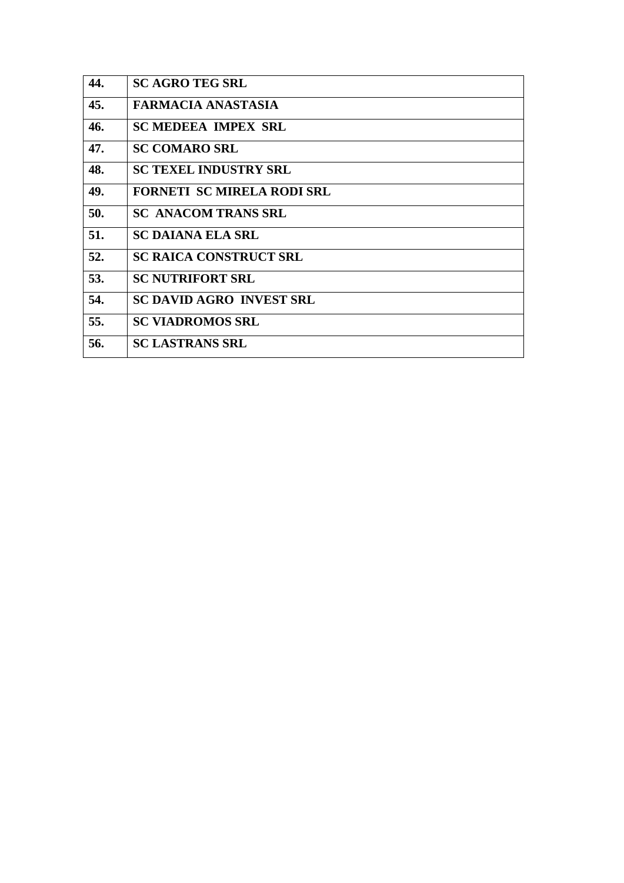| | |
|---|---|
| **44.** | **SC AGRO TEG SRL** |
| **45.** | **FARMACIA ANASTASIA** |
| **46.** | **SC MEDEEA IMPEX SRL** |
| **47.** | **SC COMARO SRL** |
| **48.** | **SC TEXEL INDUSTRY SRL** |
| **49.** | **FORNETI SC MIRELA RODI SRL** |
| **50.** | **SC ANACOM TRANS SRL** |
| **51.** | **SC DAIANA ELA SRL** |
| **52.** | **SC RAICA CONSTRUCT SRL** |
| **53.** | **SC NUTRIFORT SRL** |
| **54.** | **SC DAVID AGRO INVEST SRL** |
| **55.** | **SC VIADROMOS SRL** |
| **56.** | **SC LASTRANS SRL** |